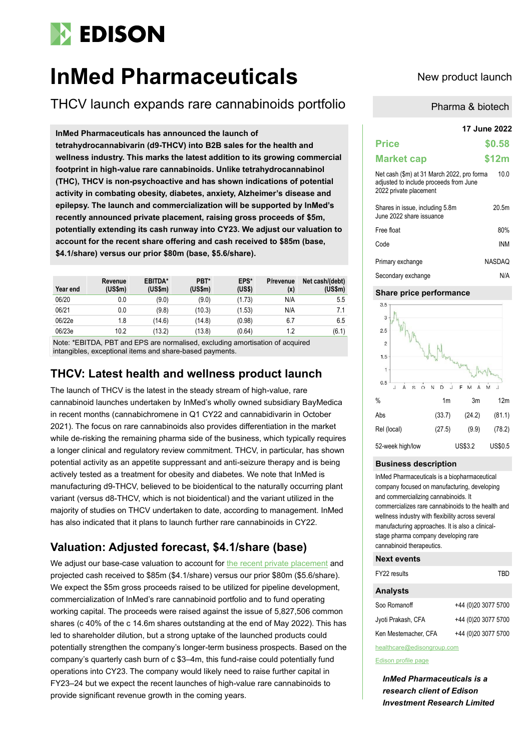# EDISON

# InMed Pharmaceuticals

## THCV launch expands rare cannabinoids portfolio

New product launch

Pharma & biotech

**InMed Pharmaceuticals has announced the launch of tetrahydrocannabivarin (d9-THCV) into B2B sales for the health and wellness industry. This marks the latest addition to its growing commercial footprint in high-value rare cannabinoids. Unlike tetrahydrocannabinol (THC), THCV is non-psychoactive and has shown indications of potential activity in combating obesity, diabetes, anxiety, Alzheimer's disease and epilepsy. The launch and commercialization will be supported by InMed's recently announced private placement, raising gross proceeds of $5m, potentially extending its cash runway into CY23. We adjust our valuation to account for the recent share offering and cash received to $85m (base, $4.1/share) versus our prior $80m (base, $5.6/share).**

| Year end | Revenue (US$m) | EBITDA* (US$m) | PBT* (US$m) | EPS* (US$) | P/revenue (x) | Net cash/(debt) (US$m) |
|---|---|---|---|---|---|---|
| 06/20 | 0.0 | (9.0) | (9.0) | (1.73) | N/A | 5.5 |
| 06/21 | 0.0 | (9.8) | (10.3) | (1.53) | N/A | 7.1 |
| 06/22e | 1.8 | (14.6) | (14.8) | (0.98) | 6.7 | 6.5 |
| 06/23e | 10.2 | (13.2) | (13.8) | (0.64) | 1.2 | (6.1) |

Note: *EBITDA, PBT and EPS are normalised, excluding amortisation of acquired intangibles, exceptional items and share-based payments.

## THCV: Latest health and wellness product launch

The launch of THCV is the latest in the steady stream of high-value, rare cannabinoid launches undertaken by InMed's wholly owned subsidiary BayMedica in recent months (cannabichromene in Q1 CY22 and cannabidivarin in October 2021). The focus on rare cannabinoids also provides differentiation in the market while de-risking the remaining pharma side of the business, which typically requires a longer clinical and regulatory review commitment. THCV, in particular, has shown potential activity as an appetite suppressant and anti-seizure therapy and is being actively tested as a treatment for obesity and diabetes. We note that InMed is manufacturing d9-THCV, believed to be bioidentical to the naturally occurring plant variant (versus d8-THCV, which is not bioidentical) and the variant utilized in the majority of studies on THCV undertaken to date, according to management. InMed has also indicated that it plans to launch further rare cannabinoids in CY22.

## Valuation: Adjusted forecast, $4.1/share (base)

We adjust our base-case valuation to account for the recent private placement and projected cash received to $85m ($4.1/share) versus our prior $80m ($5.6/share). We expect the $5m gross proceeds raised to be utilized for pipeline development, commercialization of InMed's rare cannabinoid portfolio and to fund operating working capital. The proceeds were raised against the issue of 5,827,506 common shares (c 40% of the c 14.6m shares outstanding at the end of May 2022). This has led to shareholder dilution, but a strong uptake of the launched products could potentially strengthen the company's longer-term business prospects. Based on the company's quarterly cash burn of c $3–4m, this fund-raise could potentially fund operations into CY23. The company would likely need to raise further capital in FY23–24 but we expect the recent launches of high-value rare cannabinoids to provide significant revenue growth in the coming years.

**17 June 2022**

| | |
|---|---|
| **Price** | **$0.58** |
| **Market cap** | **$12m** |
| Net cash ($m) at 31 March 2022, pro forma adjusted to include proceeds from June 2022 private placement | 10.0 |
| Shares in issue, including 5.8m June 2022 share issuance | 20.5m |
| Free float | 80% |
| Code | INM |
| Primary exchange | NASDAQ |
| Secondary exchange | N/A |

### Share price performance

| % | 1m | 3m | 12m |
|---|---|---|---|
| Abs | (33.7) | (24.2) | (81.1) |
| Rel (local) | (27.5) | (9.9) | (78.2) |
| 52-week high/low | | US$3.2 | US$0.5 |

### Business description

InMed Pharmaceuticals is a biopharmaceutical company focused on manufacturing, developing and commercializing cannabinoids. It commercializes rare cannabinoids to the health and wellness industry with flexibility across several manufacturing approaches. It is also a clinical-stage pharma company developing rare cannabinoid therapeutics.

### Next events

| | |
|---|---|
| FY22 results | TBD |

### Analysts

| | |
|---|---|
| Soo Romanoff | +44 (0)20 3077 5700 |
| Jyoti Prakash, CFA | +44 (0)20 3077 5700 |
| Ken Mestemacher, CFA | +44 (0)20 3077 5700 |

healthcare@edisongroup.com

Edison profile page

***InMed Pharmaceuticals is a research client of Edison Investment Research Limited***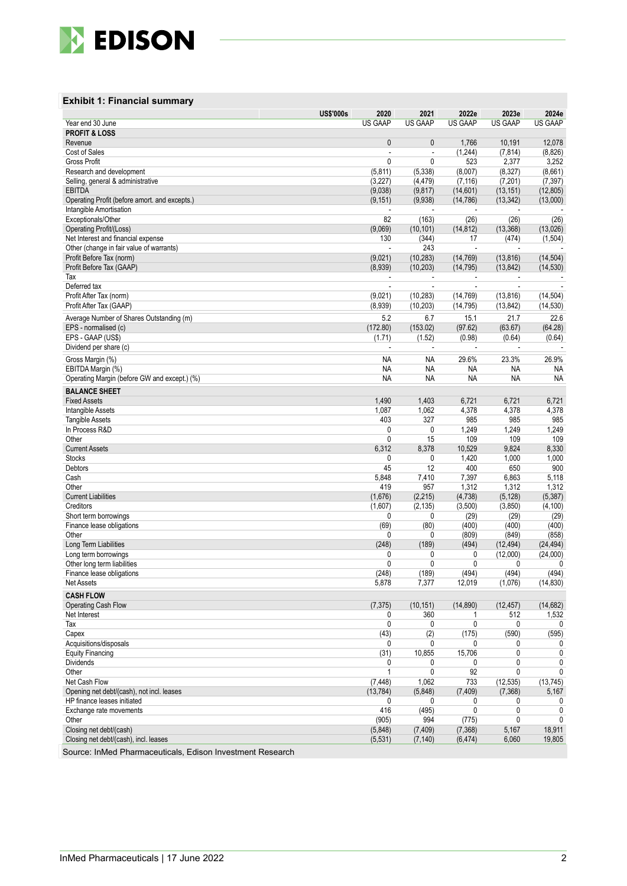## Exhibit 1: Financial summary

| US$'000s | 2020 | 2021 | 2022e | 2023e | 2024e |
|---|---|---|---|---|---|
| Year end 30 June | US GAAP | US GAAP | US GAAP | US GAAP | US GAAP |
| **PROFIT & LOSS** | | | | | |
| Revenue | 0 | 0 | 1,766 | 10,191 | 12,078 |
| Cost of Sales | - | - | (1,244) | (7,814) | (8,826) |
| Gross Profit | 0 | 0 | 523 | 2,377 | 3,252 |
| Research and development | (5,811) | (5,338) | (8,007) | (8,327) | (8,661) |
| Selling, general & administrative | (3,227) | (4,479) | (7,116) | (7,201) | (7,397) |
| EBITDA | (9,038) | (9,817) | (14,601) | (13,151) | (12,805) |
| Operating Profit (before amort. and excepts.) | (9,151) | (9,938) | (14,786) | (13,342) | (13,000) |
| Intangible Amortisation | - | - | - | - | - |
| Exceptionals/Other | 82 | (163) | (26) | (26) | (26) |
| Operating Profit/(Loss) | (9,069) | (10,101) | (14,812) | (13,368) | (13,026) |
| Net Interest and financial expense | 130 | (344) | 17 | (474) | (1,504) |
| Other (change in fair value of warrants) | - | 243 | - | - | - |
| Profit Before Tax (norm) | (9,021) | (10,283) | (14,769) | (13,816) | (14,504) |
| Profit Before Tax (GAAP) | (8,939) | (10,203) | (14,795) | (13,842) | (14,530) |
| Tax | - | - | - | - | - |
| Deferred tax | - | - | - | - | - |
| Profit After Tax (norm) | (9,021) | (10,283) | (14,769) | (13,816) | (14,504) |
| Profit After Tax (GAAP) | (8,939) | (10,203) | (14,795) | (13,842) | (14,530) |
| Average Number of Shares Outstanding (m) | 5.2 | 6.7 | 15.1 | 21.7 | 22.6 |
| EPS - normalised (c) | (172.80) | (153.02) | (97.62) | (63.67) | (64.28) |
| EPS - GAAP (US$) | (1.71) | (1.52) | (0.98) | (0.64) | (0.64) |
| Dividend per share (c) | - | - | - | - | - |
| Gross Margin (%) | NA | NA | 29.6% | 23.3% | 26.9% |
| EBITDA Margin (%) | NA | NA | NA | NA | NA |
| Operating Margin (before GW and except.) (%) | NA | NA | NA | NA | NA |
| **BALANCE SHEET** | | | | | |
| Fixed Assets | 1,490 | 1,403 | 6,721 | 6,721 | 6,721 |
| Intangible Assets | 1,087 | 1,062 | 4,378 | 4,378 | 4,378 |
| Tangible Assets | 403 | 327 | 985 | 985 | 985 |
| In Process R&D | 0 | 0 | 1,249 | 1,249 | 1,249 |
| Other | 0 | 15 | 109 | 109 | 109 |
| Current Assets | 6,312 | 8,378 | 10,529 | 9,824 | 8,330 |
| Stocks | 0 | 0 | 1,420 | 1,000 | 1,000 |
| Debtors | 45 | 12 | 400 | 650 | 900 |
| Cash | 5,848 | 7,410 | 7,397 | 6,863 | 5,118 |
| Other | 419 | 957 | 1,312 | 1,312 | 1,312 |
| Current Liabilities | (1,676) | (2,215) | (4,738) | (5,128) | (5,387) |
| Creditors | (1,607) | (2,135) | (3,500) | (3,850) | (4,100) |
| Short term borrowings | 0 | 0 | (29) | (29) | (29) |
| Finance lease obligations | (69) | (80) | (400) | (400) | (400) |
| Other | 0 | 0 | (809) | (849) | (858) |
| Long Term Liabilities | (248) | (189) | (494) | (12,494) | (24,494) |
| Long term borrowings | 0 | 0 | 0 | (12,000) | (24,000) |
| Other long term liabilities | 0 | 0 | 0 | 0 | 0 |
| Finance lease obligations | (248) | (189) | (494) | (494) | (494) |
| Net Assets | 5,878 | 7,377 | 12,019 | (1,076) | (14,830) |
| **CASH FLOW** | | | | | |
| Operating Cash Flow | (7,375) | (10,151) | (14,890) | (12,457) | (14,682) |
| Net Interest | 0 | 360 | 1 | 512 | 1,532 |
| Tax | 0 | 0 | 0 | 0 | 0 |
| Capex | (43) | (2) | (175) | (590) | (595) |
| Acquisitions/disposals | 0 | 0 | 0 | 0 | 0 |
| Equity Financing | (31) | 10,855 | 15,706 | 0 | 0 |
| Dividends | 0 | 0 | 0 | 0 | 0 |
| Other | 1 | 0 | 92 | 0 | 0 |
| Net Cash Flow | (7,448) | 1,062 | 733 | (12,535) | (13,745) |
| Opening net debt/(cash), not incl. leases | (13,784) | (5,848) | (7,409) | (7,368) | 5,167 |
| HP finance leases initiated | 0 | 0 | 0 | 0 | 0 |
| Exchange rate movements | 416 | (495) | 0 | 0 | 0 |
| Other | (905) | 994 | (775) | 0 | 0 |
| Closing net debt/(cash) | (5,848) | (7,409) | (7,368) | 5,167 | 18,911 |
| Closing net debt/(cash), incl. leases | (5,531) | (7,140) | (6,474) | 6,060 | 19,805 |

Source: InMed Pharmaceuticals, Edison Investment Research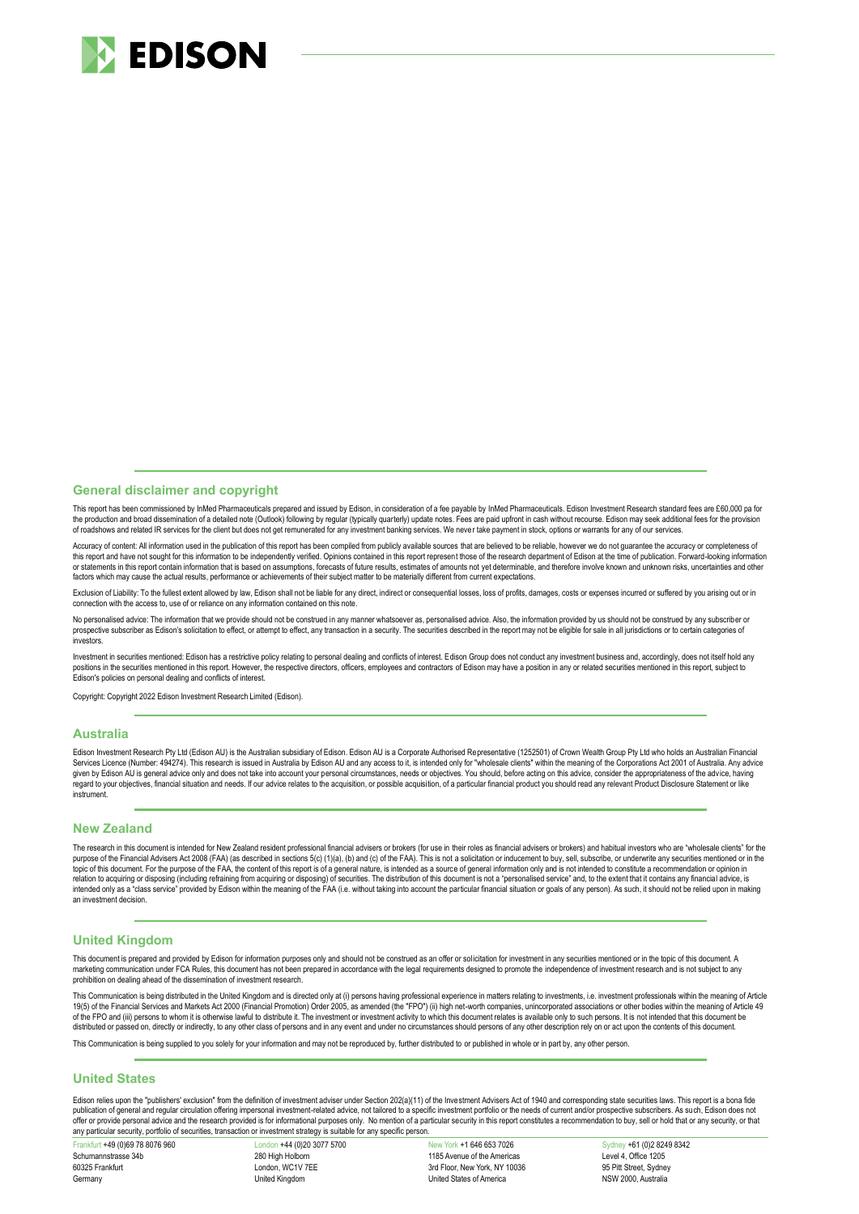## General disclaimer and copyright

This report has been commissioned by InMed Pharmaceuticals prepared and issued by Edison, in consideration of a fee payable by InMed Pharmaceuticals. Edison Investment Research standard fees are £60,000 pa for the production and broad dissemination of a detailed note (Outlook) following by regular (typically quarterly) update notes. Fees are paid upfront in cash without recourse. Edison may seek additional fees for the provision of roadshows and related IR services for the client but does not get remunerated for any investment banking services. We never take payment in stock, options or warrants for any of our services.

Accuracy of content: All information used in the publication of this report has been compiled from publicly available sources that are believed to be reliable, however we do not guarantee the accuracy or completeness of this report and have not sought for this information to be independently verified. Opinions contained in this report represent those of the research department of Edison at the time of publication. Forward-looking information or statements in this report contain information that is based on assumptions, forecasts of future results, estimates of amounts not yet determinable, and therefore involve known and unknown risks, uncertainties and other factors which may cause the actual results, performance or achievements of their subject matter to be materially different from current expectations.

Exclusion of Liability: To the fullest extent allowed by law, Edison shall not be liable for any direct, indirect or consequential losses, loss of profits, damages, costs or expenses incurred or suffered by you arising out or in connection with the access to, use of or reliance on any information contained on this note.

No personalised advice: The information that we provide should not be construed in any manner whatsoever as, personalised advice. Also, the information provided by us should not be construed by any subscriber or prospective subscriber as Edison's solicitation to effect, or attempt to effect, any transaction in a security. The securities described in the report may not be eligible for sale in all jurisdictions or to certain categories of investors.

Investment in securities mentioned: Edison has a restrictive policy relating to personal dealing and conflicts of interest. Edison Group does not conduct any investment business and, accordingly, does not itself hold any positions in the securities mentioned in this report. However, the respective directors, officers, employees and contractors of Edison may have a position in any or related securities mentioned in this report, subject to Edison's policies on personal dealing and conflicts of interest.

Copyright: Copyright 2022 Edison Investment Research Limited (Edison).

## Australia

Edison Investment Research Pty Ltd (Edison AU) is the Australian subsidiary of Edison. Edison AU is a Corporate Authorised Representative (1252501) of Crown Wealth Group Pty Ltd who holds an Australian Financial Services Licence (Number: 494274). This research is issued in Australia by Edison AU and any access to it, is intended only for "wholesale clients" within the meaning of the Corporations Act 2001 of Australia. Any advice given by Edison AU is general advice only and does not take into account your personal circumstances, needs or objectives. You should, before acting on this advice, consider the appropriateness of the advice, having regard to your objectives, financial situation and needs. If our advice relates to the acquisition, or possible acquisition, of a particular financial product you should read any relevant Product Disclosure Statement or like instrument.

## New Zealand

The research in this document is intended for New Zealand resident professional financial advisers or brokers (for use in their roles as financial advisers or brokers) and habitual investors who are "wholesale clients" for the purpose of the Financial Advisers Act 2008 (FAA) (as described in sections 5(c) (1)(a), (b) and (c) of the FAA). This is not a solicitation or inducement to buy, sell, subscribe, or underwrite any securities mentioned or in the topic of this document. For the purpose of the FAA, the content of this report is of a general nature, is intended as a source of general information only and is not intended to constitute a recommendation or opinion in relation to acquiring or disposing (including refraining from acquiring or disposing) of securities. The distribution of this document is not a "personalised service" and, to the extent that it contains any financial advice, is intended only as a "class service" provided by Edison within the meaning of the FAA (i.e. without taking into account the particular financial situation or goals of any person). As such, it should not be relied upon in making an investment decision.

## United Kingdom

This document is prepared and provided by Edison for information purposes only and should not be construed as an offer or solicitation for investment in any securities mentioned or in the topic of this document. A marketing communication under FCA Rules, this document has not been prepared in accordance with the legal requirements designed to promote the independence of investment research and is not subject to any prohibition on dealing ahead of the dissemination of investment research.

This Communication is being distributed in the United Kingdom and is directed only at (i) persons having professional experience in matters relating to investments, i.e. investment professionals within the meaning of Article 19(5) of the Financial Services and Markets Act 2000 (Financial Promotion) Order 2005, as amended (the "FPO") (ii) high net-worth companies, unincorporated associations or other bodies within the meaning of Article 49 of the FPO and (iii) persons to whom it is otherwise lawful to distribute it. The investment or investment activity to which this document relates is available only to such persons. It is not intended that this document be distributed or passed on, directly or indirectly, to any other class of persons and in any event and under no circumstances should persons of any other description rely on or act upon the contents of this document.

This Communication is being supplied to you solely for your information and may not be reproduced by, further distributed to or published in whole or in part by, any other person.

## United States

Edison relies upon the "publishers' exclusion" from the definition of investment adviser under Section 202(a)(11) of the Investment Advisers Act of 1940 and corresponding state securities laws. This report is a bona fide publication of general and regular circulation offering impersonal investment-related advice, not tailored to a specific investment portfolio or the needs of current and/or prospective subscribers. As such, Edison does not offer or provide personal advice and the research provided is for informational purposes only. No mention of a particular security in this report constitutes a recommendation to buy, sell or hold that or any security, or that any particular security, portfolio of securities, transaction or investment strategy is suitable for any specific person.

Frankfurt +49 (0)69 78 8076 960
Schumannstrasse 34b
60325 Frankfurt
Germany

London +44 (0)20 3077 5700
280 High Holborn
London, WC1V 7EE
United Kingdom

New York +1 646 653 7026
1185 Avenue of the Americas
3rd Floor, New York, NY 10036
United States of America

Sydney +61 (0)2 8249 8342
Level 4, Office 1205
95 Pitt Street, Sydney
NSW 2000, Australia